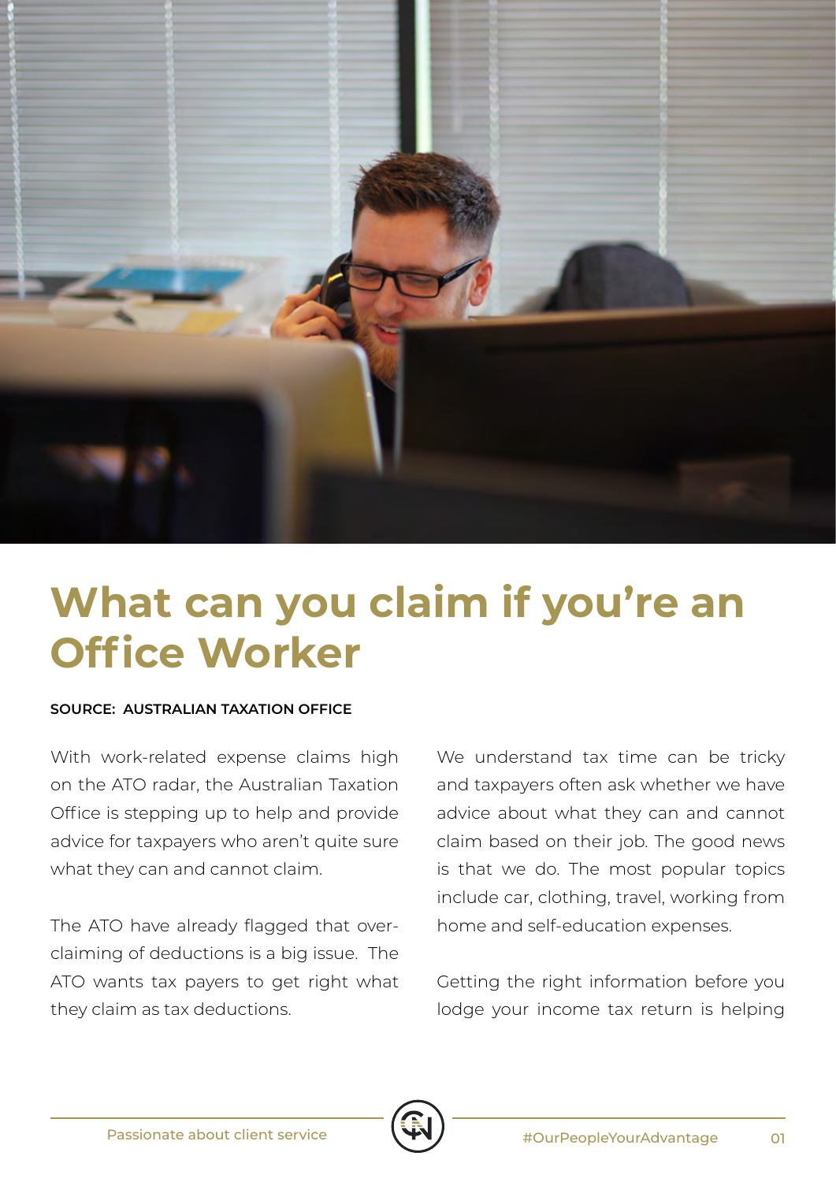# What can you claim if you're an Office Worker

**SOURCE: AUSTRALIAN TAXATION OFFICE**

With work-related expense claims high on the ATO radar, the Australian Taxation Office is stepping up to help and provide advice for taxpayers who aren't quite sure what they can and cannot claim.

The ATO have already flagged that over-claiming of deductions is a big issue. The ATO wants tax payers to get right what they claim as tax deductions.

We understand tax time can be tricky and taxpayers often ask whether we have advice about what they can and cannot claim based on their job. The good news is that we do. The most popular topics include car, clothing, travel, working from home and self-education expenses.

Getting the right information before you lodge your income tax return is helping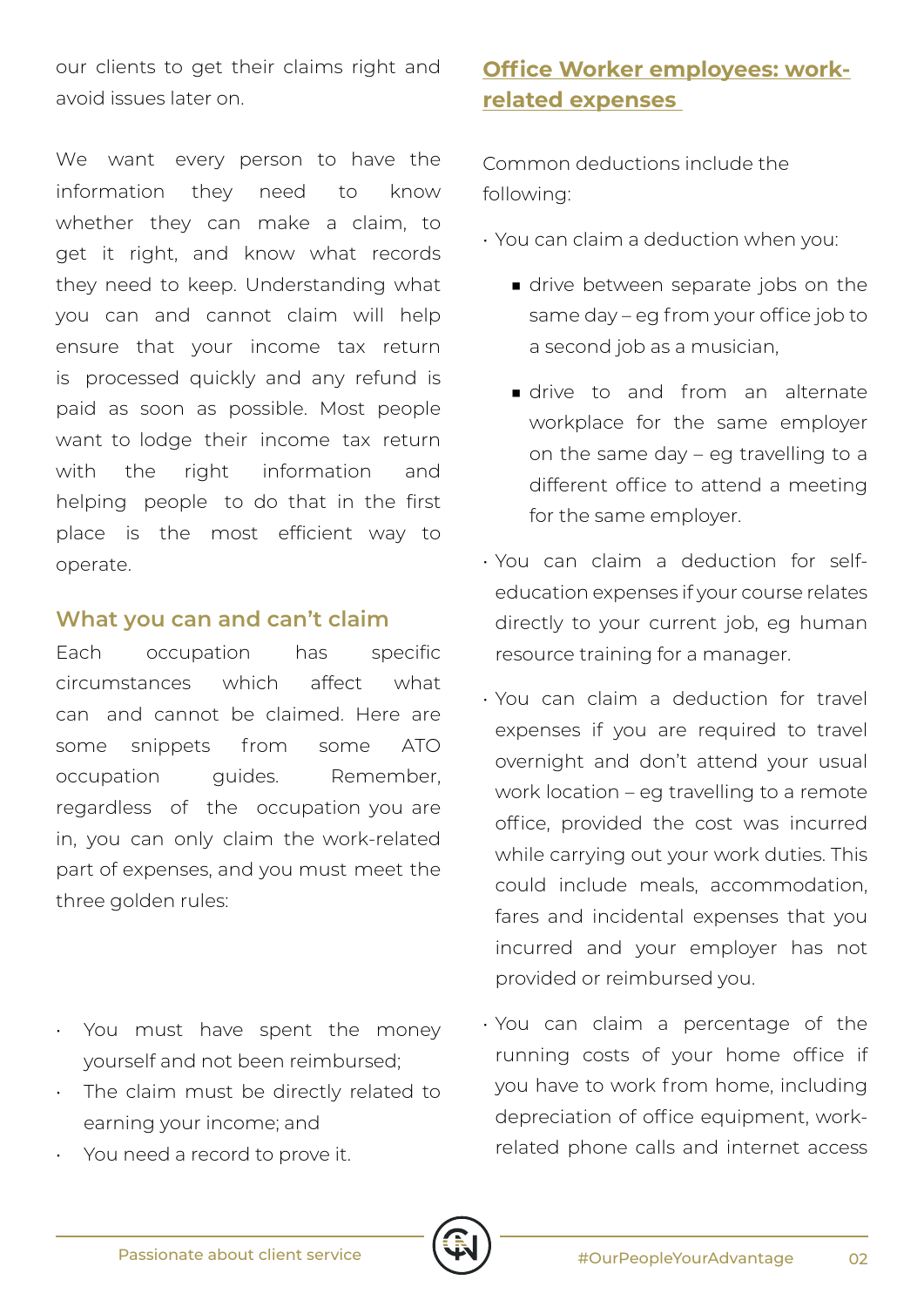our clients to get their claims right and avoid issues later on.

We want every person to have the information they need to know whether they can make a claim, to get it right, and know what records they need to keep. Understanding what you can and cannot claim will help ensure that your income tax return is processed quickly and any refund is paid as soon as possible. Most people want to lodge their income tax return with the right information and helping people to do that in the first place is the most efficient way to operate.

## What you can and can't claim

Each occupation has specific circumstances which affect what can and cannot be claimed. Here are some snippets from some ATO occupation guides. Remember, regardless of the occupation you are in, you can only claim the work-related part of expenses, and you must meet the three golden rules:

- You must have spent the money yourself and not been reimbursed;
- The claim must be directly related to earning your income; and
- You need a record to prove it.

## Office Worker employees: work-related expenses

Common deductions include the following:

- You can claim a deduction when you:
  - drive between separate jobs on the same day – eg from your office job to a second job as a musician,
  - drive to and from an alternate workplace for the same employer on the same day – eg travelling to a different office to attend a meeting for the same employer.
- You can claim a deduction for self-education expenses if your course relates directly to your current job, eg human resource training for a manager.
- You can claim a deduction for travel expenses if you are required to travel overnight and don't attend your usual work location – eg travelling to a remote office, provided the cost was incurred while carrying out your work duties. This could include meals, accommodation, fares and incidental expenses that you incurred and your employer has not provided or reimbursed you.
- You can claim a percentage of the running costs of your home office if you have to work from home, including depreciation of office equipment, work-related phone calls and internet access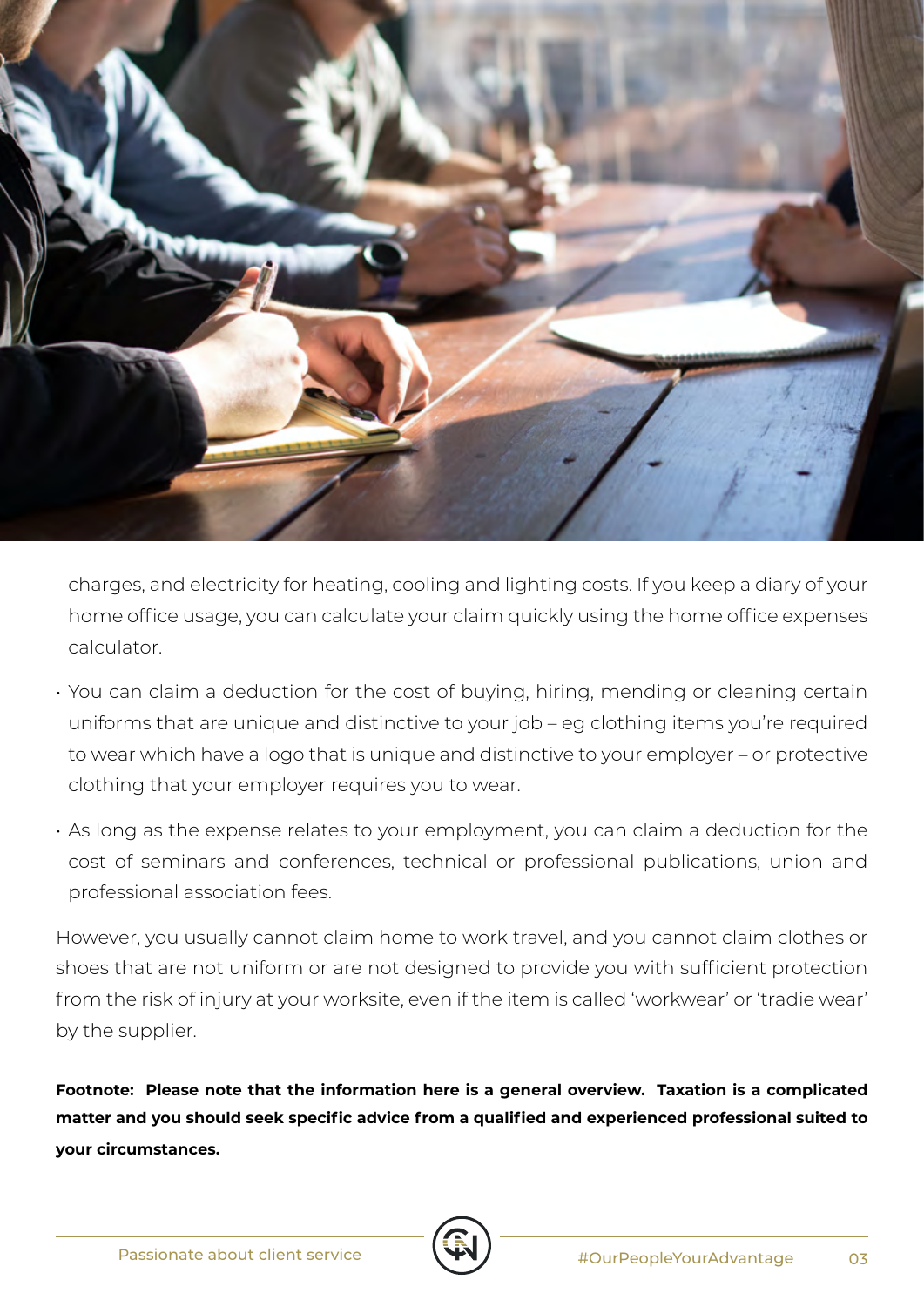charges, and electricity for heating, cooling and lighting costs. If you keep a diary of your home office usage, you can calculate your claim quickly using the home office expenses calculator.

- You can claim a deduction for the cost of buying, hiring, mending or cleaning certain uniforms that are unique and distinctive to your job – eg clothing items you're required to wear which have a logo that is unique and distinctive to your employer – or protective clothing that your employer requires you to wear.
- As long as the expense relates to your employment, you can claim a deduction for the cost of seminars and conferences, technical or professional publications, union and professional association fees.

However, you usually cannot claim home to work travel, and you cannot claim clothes or shoes that are not uniform or are not designed to provide you with sufficient protection from the risk of injury at your worksite, even if the item is called 'workwear' or 'tradie wear' by the supplier.

**Footnote: Please note that the information here is a general overview. Taxation is a complicated matter and you should seek specific advice from a qualified and experienced professional suited to your circumstances.**